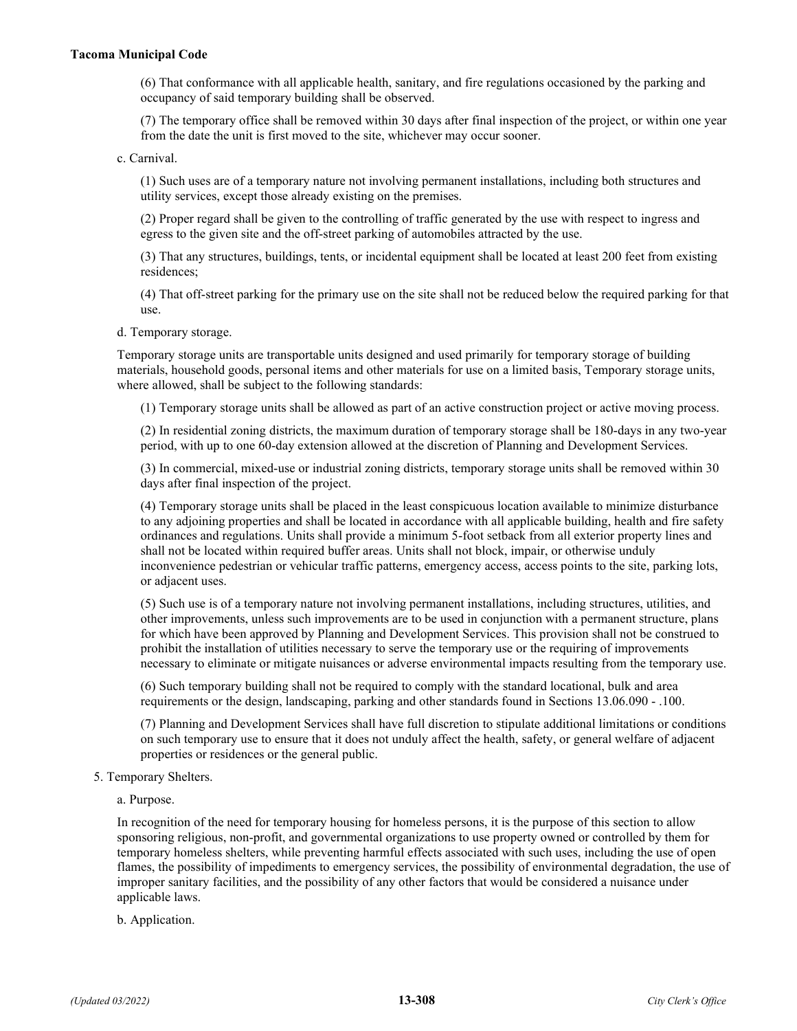(6) That conformance with all applicable health, sanitary, and fire regulations occasioned by the parking and occupancy of said temporary building shall be observed.

(7) The temporary office shall be removed within 30 days after final inspection of the project, or within one year from the date the unit is first moved to the site, whichever may occur sooner.

c. Carnival.

(1) Such uses are of a temporary nature not involving permanent installations, including both structures and utility services, except those already existing on the premises.

(2) Proper regard shall be given to the controlling of traffic generated by the use with respect to ingress and egress to the given site and the off-street parking of automobiles attracted by the use.

(3) That any structures, buildings, tents, or incidental equipment shall be located at least 200 feet from existing residences;

(4) That off-street parking for the primary use on the site shall not be reduced below the required parking for that use.

d. Temporary storage.

Temporary storage units are transportable units designed and used primarily for temporary storage of building materials, household goods, personal items and other materials for use on a limited basis, Temporary storage units, where allowed, shall be subject to the following standards:

(1) Temporary storage units shall be allowed as part of an active construction project or active moving process.

(2) In residential zoning districts, the maximum duration of temporary storage shall be 180-days in any two-year period, with up to one 60-day extension allowed at the discretion of Planning and Development Services.

(3) In commercial, mixed-use or industrial zoning districts, temporary storage units shall be removed within 30 days after final inspection of the project.

(4) Temporary storage units shall be placed in the least conspicuous location available to minimize disturbance to any adjoining properties and shall be located in accordance with all applicable building, health and fire safety ordinances and regulations. Units shall provide a minimum 5-foot setback from all exterior property lines and shall not be located within required buffer areas. Units shall not block, impair, or otherwise unduly inconvenience pedestrian or vehicular traffic patterns, emergency access, access points to the site, parking lots, or adjacent uses.

(5) Such use is of a temporary nature not involving permanent installations, including structures, utilities, and other improvements, unless such improvements are to be used in conjunction with a permanent structure, plans for which have been approved by Planning and Development Services. This provision shall not be construed to prohibit the installation of utilities necessary to serve the temporary use or the requiring of improvements necessary to eliminate or mitigate nuisances or adverse environmental impacts resulting from the temporary use.

(6) Such temporary building shall not be required to comply with the standard locational, bulk and area requirements or the design, landscaping, parking and other standards found in Sections 13.06.090 - .100.

(7) Planning and Development Services shall have full discretion to stipulate additional limitations or conditions on such temporary use to ensure that it does not unduly affect the health, safety, or general welfare of adjacent properties or residences or the general public.

5. Temporary Shelters.

a. Purpose.

In recognition of the need for temporary housing for homeless persons, it is the purpose of this section to allow sponsoring religious, non-profit, and governmental organizations to use property owned or controlled by them for temporary homeless shelters, while preventing harmful effects associated with such uses, including the use of open flames, the possibility of impediments to emergency services, the possibility of environmental degradation, the use of improper sanitary facilities, and the possibility of any other factors that would be considered a nuisance under applicable laws.

b. Application.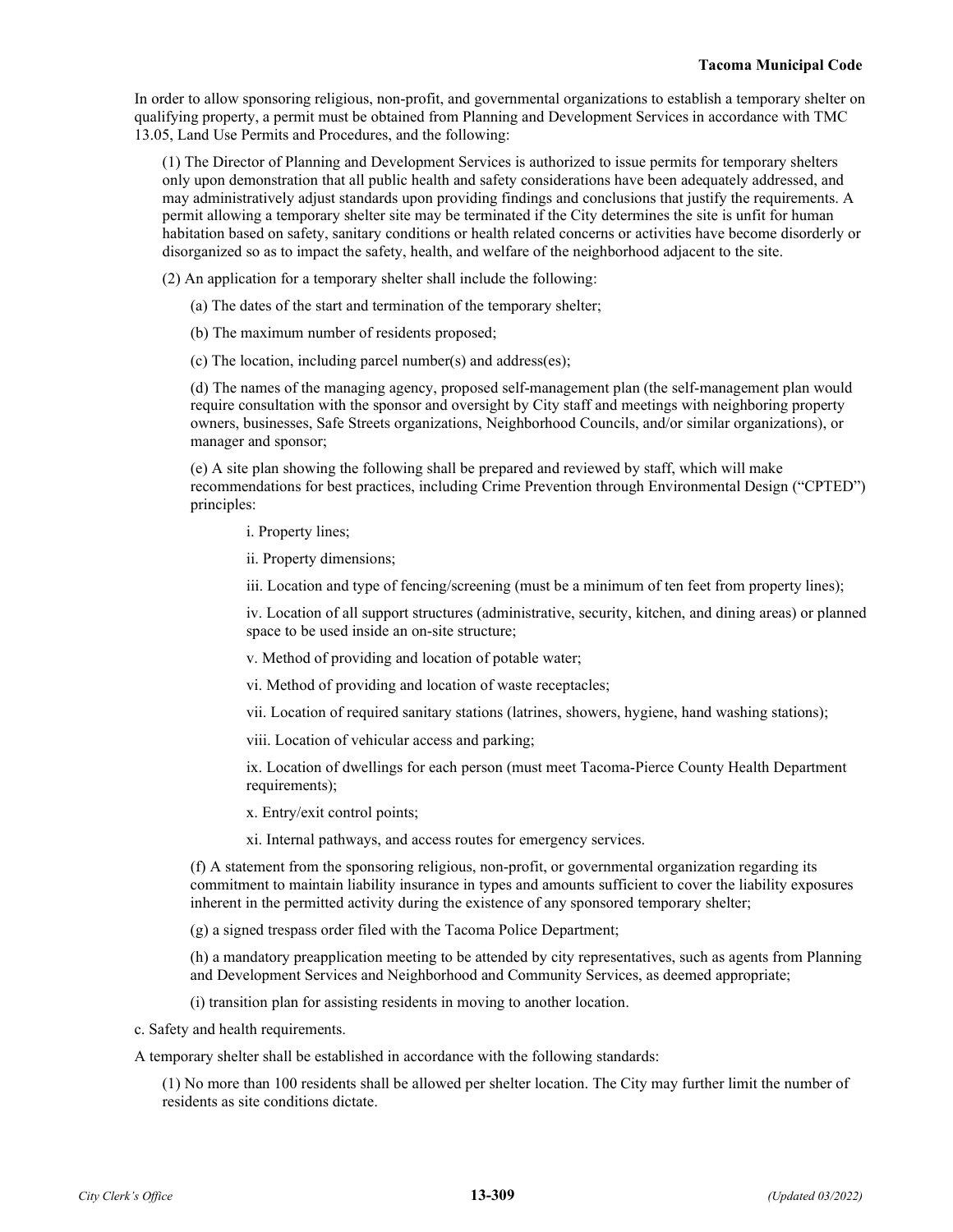In order to allow sponsoring religious, non-profit, and governmental organizations to establish a temporary shelter on qualifying property, a permit must be obtained from Planning and Development Services in accordance with TMC 13.05, Land Use Permits and Procedures, and the following:

(1) The Director of Planning and Development Services is authorized to issue permits for temporary shelters only upon demonstration that all public health and safety considerations have been adequately addressed, and may administratively adjust standards upon providing findings and conclusions that justify the requirements. A permit allowing a temporary shelter site may be terminated if the City determines the site is unfit for human habitation based on safety, sanitary conditions or health related concerns or activities have become disorderly or disorganized so as to impact the safety, health, and welfare of the neighborhood adjacent to the site.

(2) An application for a temporary shelter shall include the following:

(a) The dates of the start and termination of the temporary shelter;

(b) The maximum number of residents proposed;

(c) The location, including parcel number(s) and address(es);

(d) The names of the managing agency, proposed self-management plan (the self-management plan would require consultation with the sponsor and oversight by City staff and meetings with neighboring property owners, businesses, Safe Streets organizations, Neighborhood Councils, and/or similar organizations), or manager and sponsor;

(e) A site plan showing the following shall be prepared and reviewed by staff, which will make recommendations for best practices, including Crime Prevention through Environmental Design ("CPTED") principles:

i. Property lines;

ii. Property dimensions;

iii. Location and type of fencing/screening (must be a minimum of ten feet from property lines);

iv. Location of all support structures (administrative, security, kitchen, and dining areas) or planned space to be used inside an on-site structure;

v. Method of providing and location of potable water;

vi. Method of providing and location of waste receptacles;

vii. Location of required sanitary stations (latrines, showers, hygiene, hand washing stations);

viii. Location of vehicular access and parking;

ix. Location of dwellings for each person (must meet Tacoma-Pierce County Health Department requirements);

x. Entry/exit control points;

xi. Internal pathways, and access routes for emergency services.

(f) A statement from the sponsoring religious, non-profit, or governmental organization regarding its commitment to maintain liability insurance in types and amounts sufficient to cover the liability exposures inherent in the permitted activity during the existence of any sponsored temporary shelter;

(g) a signed trespass order filed with the Tacoma Police Department;

(h) a mandatory preapplication meeting to be attended by city representatives, such as agents from Planning and Development Services and Neighborhood and Community Services, as deemed appropriate;

(i) transition plan for assisting residents in moving to another location.

c. Safety and health requirements.

A temporary shelter shall be established in accordance with the following standards:

(1) No more than 100 residents shall be allowed per shelter location. The City may further limit the number of residents as site conditions dictate.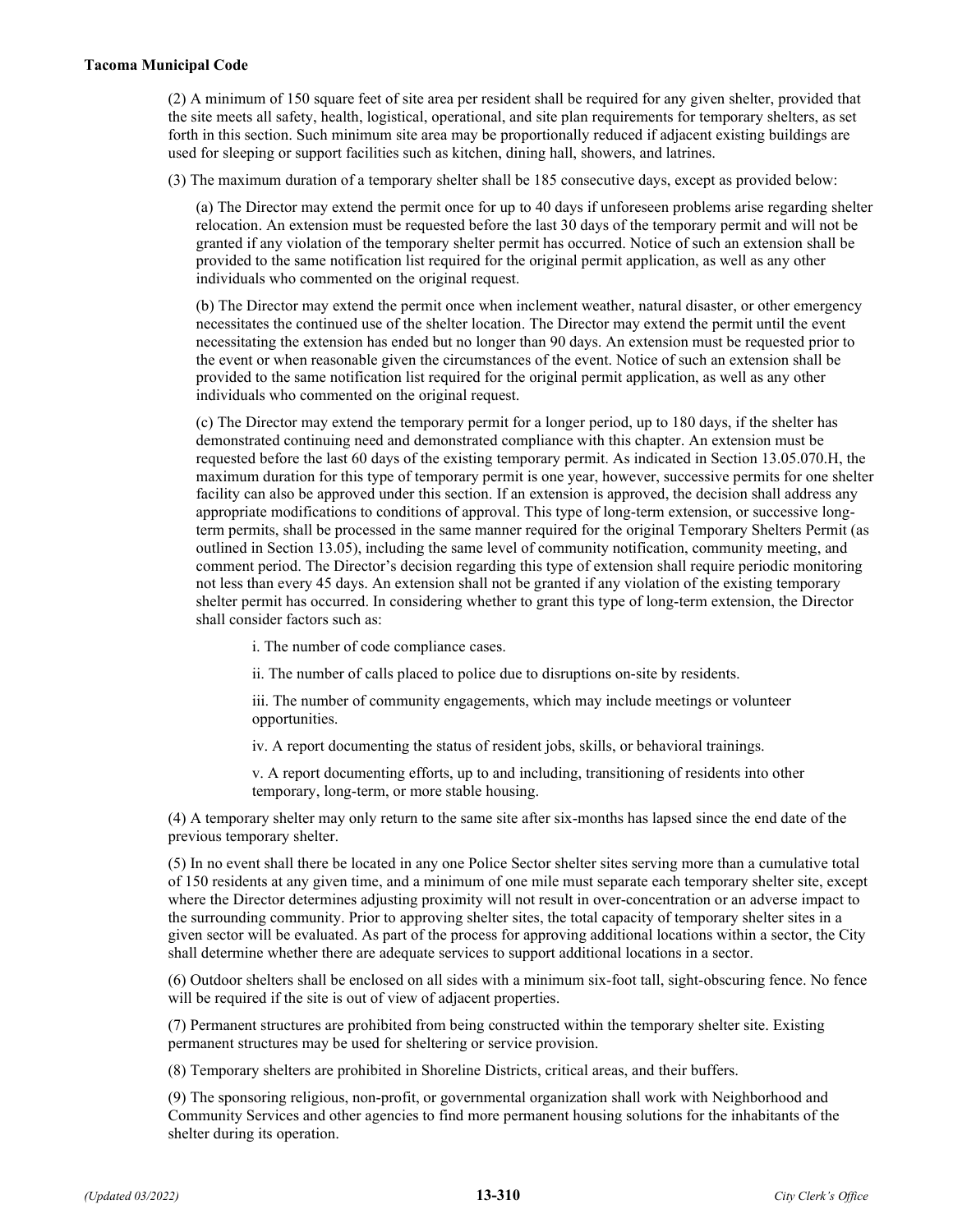(2) A minimum of 150 square feet of site area per resident shall be required for any given shelter, provided that the site meets all safety, health, logistical, operational, and site plan requirements for temporary shelters, as set forth in this section. Such minimum site area may be proportionally reduced if adjacent existing buildings are used for sleeping or support facilities such as kitchen, dining hall, showers, and latrines.

(3) The maximum duration of a temporary shelter shall be 185 consecutive days, except as provided below:

(a) The Director may extend the permit once for up to 40 days if unforeseen problems arise regarding shelter relocation. An extension must be requested before the last 30 days of the temporary permit and will not be granted if any violation of the temporary shelter permit has occurred. Notice of such an extension shall be provided to the same notification list required for the original permit application, as well as any other individuals who commented on the original request.

(b) The Director may extend the permit once when inclement weather, natural disaster, or other emergency necessitates the continued use of the shelter location. The Director may extend the permit until the event necessitating the extension has ended but no longer than 90 days. An extension must be requested prior to the event or when reasonable given the circumstances of the event. Notice of such an extension shall be provided to the same notification list required for the original permit application, as well as any other individuals who commented on the original request.

(c) The Director may extend the temporary permit for a longer period, up to 180 days, if the shelter has demonstrated continuing need and demonstrated compliance with this chapter. An extension must be requested before the last 60 days of the existing temporary permit. As indicated in Section 13.05.070.H, the maximum duration for this type of temporary permit is one year, however, successive permits for one shelter facility can also be approved under this section. If an extension is approved, the decision shall address any appropriate modifications to conditions of approval. This type of long-term extension, or successive long-term permits, shall be processed in the same manner required for the original Temporary Shelters Permit (as outlined in Section 13.05), including the same level of community notification, community meeting, and comment period. The Director's decision regarding this type of extension shall require periodic monitoring not less than every 45 days. An extension shall not be granted if any violation of the existing temporary shelter permit has occurred. In considering whether to grant this type of long-term extension, the Director shall consider factors such as:

i. The number of code compliance cases.

ii. The number of calls placed to police due to disruptions on-site by residents.

iii. The number of community engagements, which may include meetings or volunteer opportunities.

iv. A report documenting the status of resident jobs, skills, or behavioral trainings.

v. A report documenting efforts, up to and including, transitioning of residents into other temporary, long-term, or more stable housing.

(4) A temporary shelter may only return to the same site after six-months has lapsed since the end date of the previous temporary shelter.

(5) In no event shall there be located in any one Police Sector shelter sites serving more than a cumulative total of 150 residents at any given time, and a minimum of one mile must separate each temporary shelter site, except where the Director determines adjusting proximity will not result in over-concentration or an adverse impact to the surrounding community. Prior to approving shelter sites, the total capacity of temporary shelter sites in a given sector will be evaluated. As part of the process for approving additional locations within a sector, the City shall determine whether there are adequate services to support additional locations in a sector.

(6) Outdoor shelters shall be enclosed on all sides with a minimum six-foot tall, sight-obscuring fence. No fence will be required if the site is out of view of adjacent properties.

(7) Permanent structures are prohibited from being constructed within the temporary shelter site. Existing permanent structures may be used for sheltering or service provision.

(8) Temporary shelters are prohibited in Shoreline Districts, critical areas, and their buffers.

(9) The sponsoring religious, non-profit, or governmental organization shall work with Neighborhood and Community Services and other agencies to find more permanent housing solutions for the inhabitants of the shelter during its operation.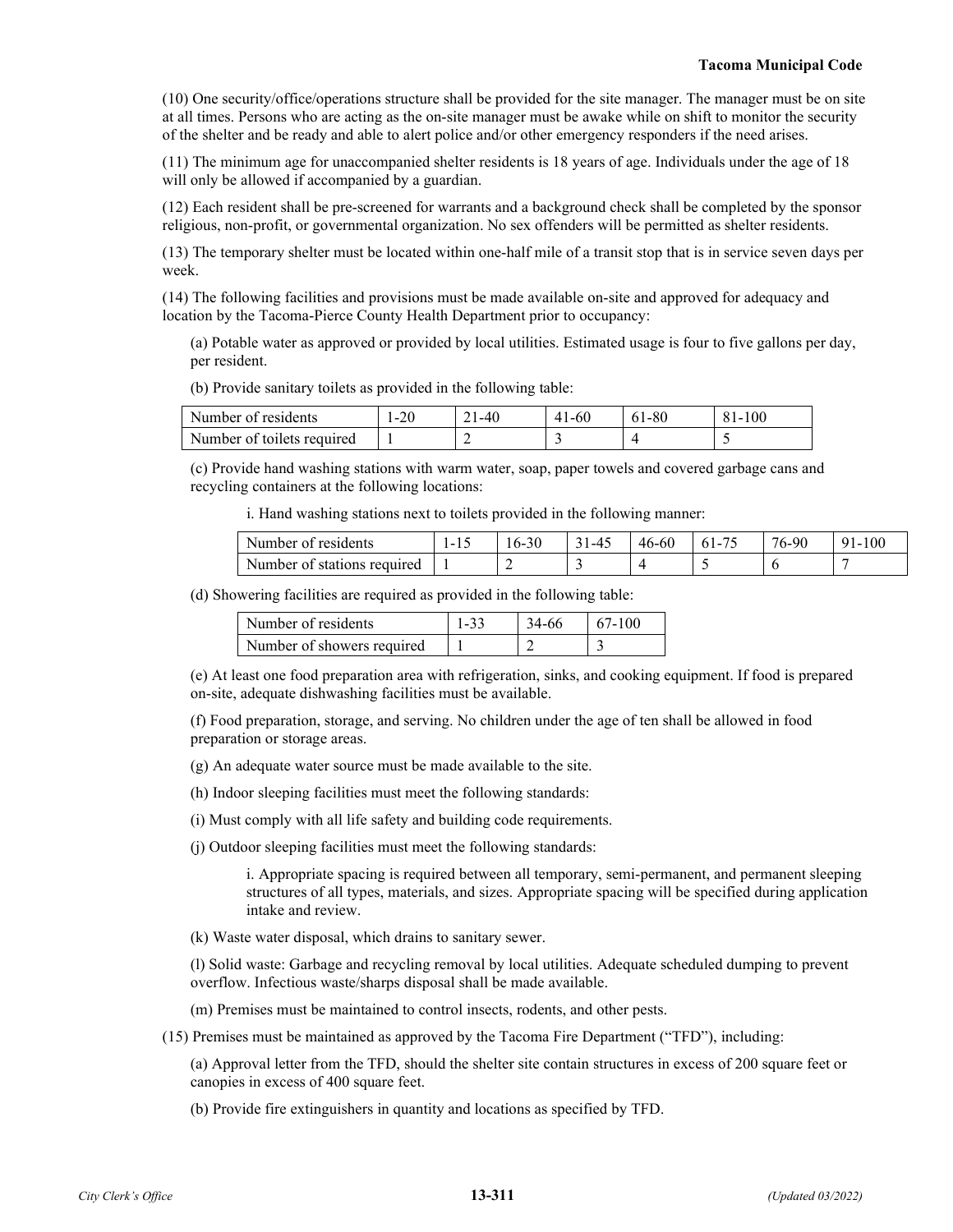(10) One security/office/operations structure shall be provided for the site manager. The manager must be on site at all times. Persons who are acting as the on-site manager must be awake while on shift to monitor the security of the shelter and be ready and able to alert police and/or other emergency responders if the need arises.

(11) The minimum age for unaccompanied shelter residents is 18 years of age. Individuals under the age of 18 will only be allowed if accompanied by a guardian.

(12) Each resident shall be pre-screened for warrants and a background check shall be completed by the sponsor religious, non-profit, or governmental organization. No sex offenders will be permitted as shelter residents.

(13) The temporary shelter must be located within one-half mile of a transit stop that is in service seven days per week.

(14) The following facilities and provisions must be made available on-site and approved for adequacy and location by the Tacoma-Pierce County Health Department prior to occupancy:

(a) Potable water as approved or provided by local utilities. Estimated usage is four to five gallons per day, per resident.

(b) Provide sanitary toilets as provided in the following table:

| Number of residents | 1-20 | 21-40 | 41-60 | 61-80 | 81-100 |
|---|---|---|---|---|---|
| Number of toilets required | 1 | 2 | 3 | 4 | 5 |

(c) Provide hand washing stations with warm water, soap, paper towels and covered garbage cans and recycling containers at the following locations:

i. Hand washing stations next to toilets provided in the following manner:

| Number of residents | 1-15 | 16-30 | 31-45 | 46-60 | 61-75 | 76-90 | 91-100 |
|---|---|---|---|---|---|---|---|
| Number of stations required | 1 | 2 | 3 | 4 | 5 | 6 | 7 |

(d) Showering facilities are required as provided in the following table:

| Number of residents | 1-33 | 34-66 | 67-100 |
|---|---|---|---|
| Number of showers required | 1 | 2 | 3 |

(e) At least one food preparation area with refrigeration, sinks, and cooking equipment. If food is prepared on-site, adequate dishwashing facilities must be available.

(f) Food preparation, storage, and serving. No children under the age of ten shall be allowed in food preparation or storage areas.

(g) An adequate water source must be made available to the site.

(h) Indoor sleeping facilities must meet the following standards:

(i) Must comply with all life safety and building code requirements.

(j) Outdoor sleeping facilities must meet the following standards:

i. Appropriate spacing is required between all temporary, semi-permanent, and permanent sleeping structures of all types, materials, and sizes. Appropriate spacing will be specified during application intake and review.

(k) Waste water disposal, which drains to sanitary sewer.

(l) Solid waste: Garbage and recycling removal by local utilities. Adequate scheduled dumping to prevent overflow. Infectious waste/sharps disposal shall be made available.

(m) Premises must be maintained to control insects, rodents, and other pests.

(15) Premises must be maintained as approved by the Tacoma Fire Department ("TFD"), including:

(a) Approval letter from the TFD, should the shelter site contain structures in excess of 200 square feet or canopies in excess of 400 square feet.

(b) Provide fire extinguishers in quantity and locations as specified by TFD.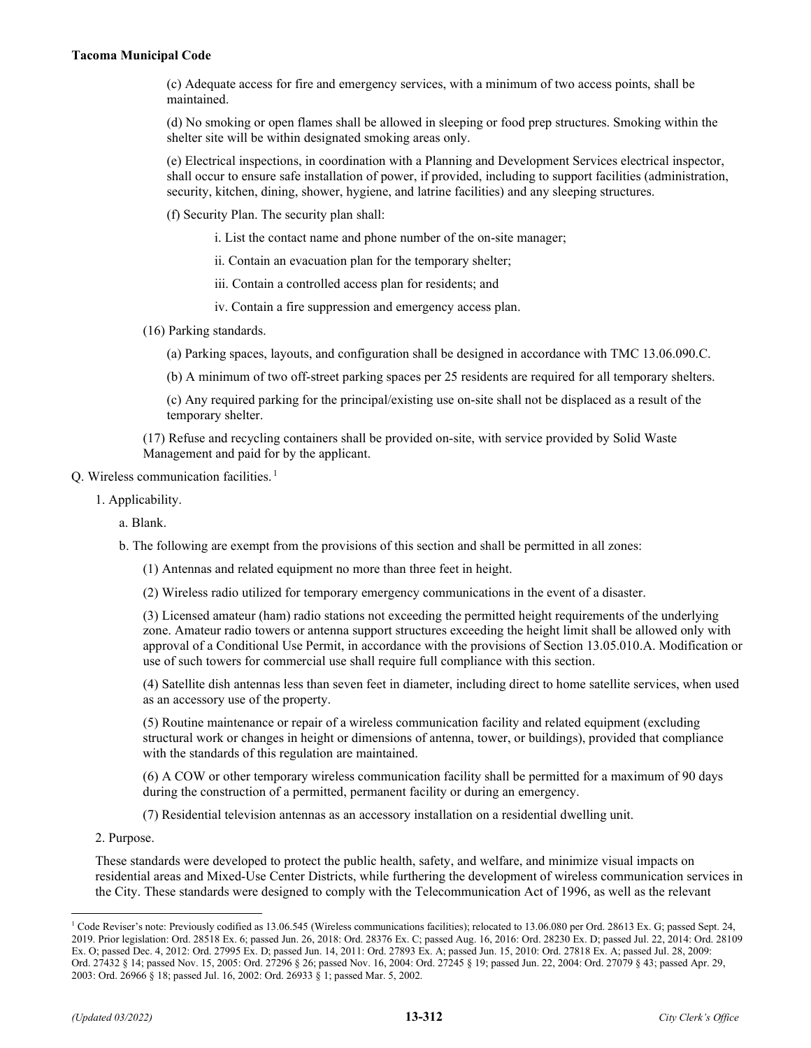(c) Adequate access for fire and emergency services, with a minimum of two access points, shall be maintained.

(d) No smoking or open flames shall be allowed in sleeping or food prep structures. Smoking within the shelter site will be within designated smoking areas only.

(e) Electrical inspections, in coordination with a Planning and Development Services electrical inspector, shall occur to ensure safe installation of power, if provided, including to support facilities (administration, security, kitchen, dining, shower, hygiene, and latrine facilities) and any sleeping structures.

(f) Security Plan. The security plan shall:

i. List the contact name and phone number of the on-site manager;

ii. Contain an evacuation plan for the temporary shelter;

iii. Contain a controlled access plan for residents; and

iv. Contain a fire suppression and emergency access plan.

(16) Parking standards.

(a) Parking spaces, layouts, and configuration shall be designed in accordance with TMC 13.06.090.C.

(b) A minimum of two off-street parking spaces per 25 residents are required for all temporary shelters.

(c) Any required parking for the principal/existing use on-site shall not be displaced as a result of the temporary shelter.

(17) Refuse and recycling containers shall be provided on-site, with service provided by Solid Waste Management and paid for by the applicant.

Q. Wireless communication facilities.[1]

1. Applicability.

a. Blank.

b. The following are exempt from the provisions of this section and shall be permitted in all zones:

(1) Antennas and related equipment no more than three feet in height.

(2) Wireless radio utilized for temporary emergency communications in the event of a disaster.

(3) Licensed amateur (ham) radio stations not exceeding the permitted height requirements of the underlying zone. Amateur radio towers or antenna support structures exceeding the height limit shall be allowed only with approval of a Conditional Use Permit, in accordance with the provisions of Section 13.05.010.A. Modification or use of such towers for commercial use shall require full compliance with this section.

(4) Satellite dish antennas less than seven feet in diameter, including direct to home satellite services, when used as an accessory use of the property.

(5) Routine maintenance or repair of a wireless communication facility and related equipment (excluding structural work or changes in height or dimensions of antenna, tower, or buildings), provided that compliance with the standards of this regulation are maintained.

(6) A COW or other temporary wireless communication facility shall be permitted for a maximum of 90 days during the construction of a permitted, permanent facility or during an emergency.

(7) Residential television antennas as an accessory installation on a residential dwelling unit.

2. Purpose.

These standards were developed to protect the public health, safety, and welfare, and minimize visual impacts on residential areas and Mixed-Use Center Districts, while furthering the development of wireless communication services in the City. These standards were designed to comply with the Telecommunication Act of 1996, as well as the relevant

---

[1] Code Reviser's note: Previously codified as 13.06.545 (Wireless communications facilities); relocated to 13.06.080 per Ord. 28613 Ex. G; passed Sept. 24, 2019. Prior legislation: Ord. 28518 Ex. 6; passed Jun. 26, 2018: Ord. 28376 Ex. C; passed Aug. 16, 2016: Ord. 28230 Ex. D; passed Jul. 22, 2014: Ord. 28109 Ex. O; passed Dec. 4, 2012: Ord. 27995 Ex. D; passed Jun. 14, 2011: Ord. 27893 Ex. A; passed Jun. 15, 2010: Ord. 27818 Ex. A; passed Jul. 28, 2009: Ord. 27432 § 14; passed Nov. 15, 2005: Ord. 27296 § 26; passed Nov. 16, 2004: Ord. 27245 § 19; passed Jun. 22, 2004: Ord. 27079 § 43; passed Apr. 29, 2003: Ord. 26966 § 18; passed Jul. 16, 2002: Ord. 26933 § 1; passed Mar. 5, 2002.